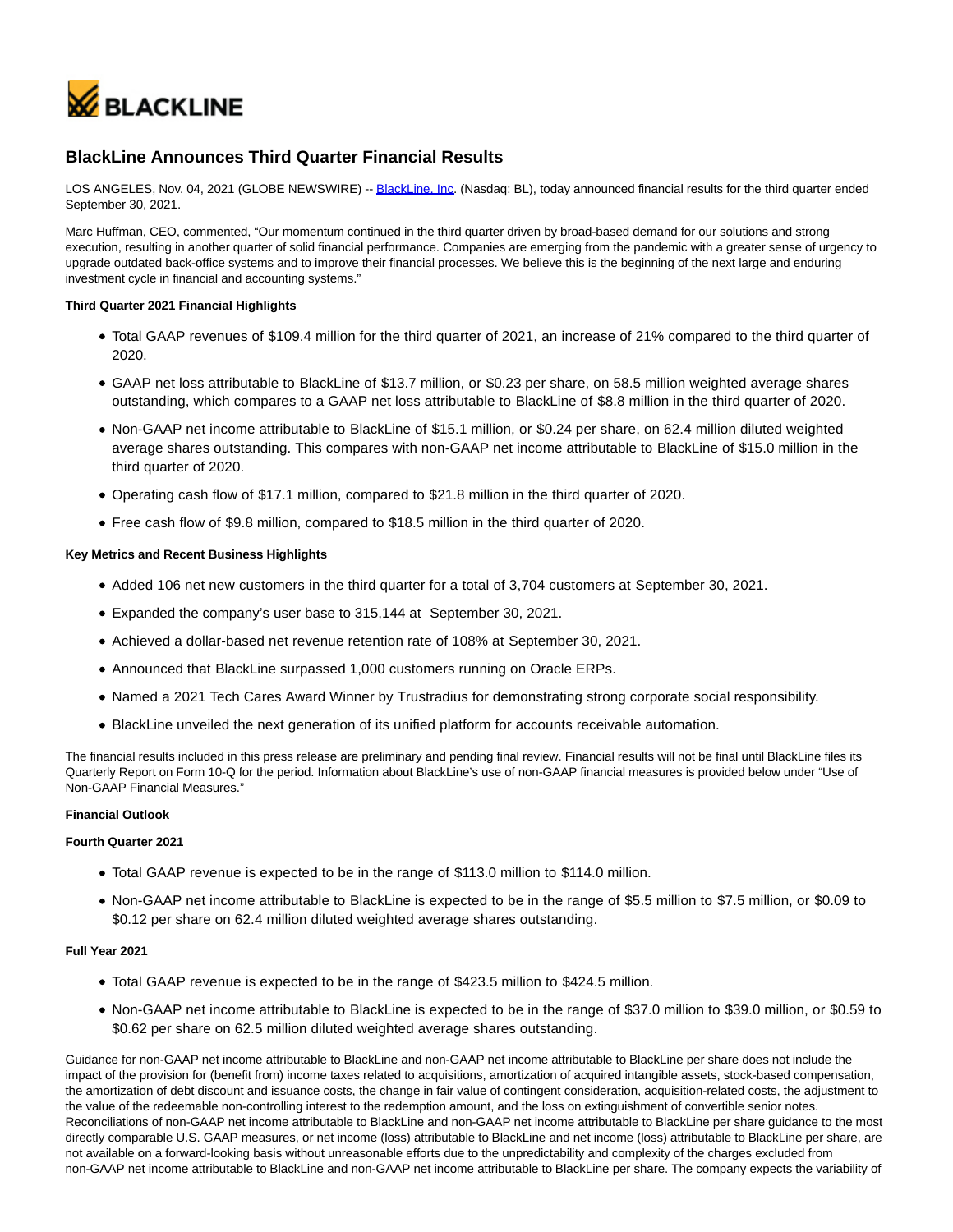# BlackLine Announces Third Quarter Financial Results

LOS ANGELES, Nov. 04, 2021 (GLOBE NEWSWIRE) -- BlackLine, Inc. (Nasdaq: BL), today announced financial results for the third quarter ended September 30, 2021.

Marc Huffman, CEO, commented, "Our momentum continued in the third quarter driven by broad-based demand for our solutions and strong execution, resulting in another quarter of solid financial performance. Companies are emerging from the pandemic with a greater sense of urgency to upgrade outdated back-office systems and to improve their financial processes. We believe this is the beginning of the next large and enduring investment cycle in financial and accounting systems."

**Third Quarter 2021 Financial Highlights**

- Total GAAP revenues of $109.4 million for the third quarter of 2021, an increase of 21% compared to the third quarter of 2020.
- GAAP net loss attributable to BlackLine of $13.7 million, or $0.23 per share, on 58.5 million weighted average shares outstanding, which compares to a GAAP net loss attributable to BlackLine of $8.8 million in the third quarter of 2020.
- Non-GAAP net income attributable to BlackLine of $15.1 million, or $0.24 per share, on 62.4 million diluted weighted average shares outstanding. This compares with non-GAAP net income attributable to BlackLine of $15.0 million in the third quarter of 2020.
- Operating cash flow of $17.1 million, compared to $21.8 million in the third quarter of 2020.
- Free cash flow of $9.8 million, compared to $18.5 million in the third quarter of 2020.

**Key Metrics and Recent Business Highlights**

- Added 106 net new customers in the third quarter for a total of 3,704 customers at September 30, 2021.
- Expanded the company's user base to 315,144 at September 30, 2021.
- Achieved a dollar-based net revenue retention rate of 108% at September 30, 2021.
- Announced that BlackLine surpassed 1,000 customers running on Oracle ERPs.
- Named a 2021 Tech Cares Award Winner by Trustradius for demonstrating strong corporate social responsibility.
- BlackLine unveiled the next generation of its unified platform for accounts receivable automation.

The financial results included in this press release are preliminary and pending final review. Financial results will not be final until BlackLine files its Quarterly Report on Form 10-Q for the period. Information about BlackLine's use of non-GAAP financial measures is provided below under "Use of Non-GAAP Financial Measures."

**Financial Outlook**

**Fourth Quarter 2021**

- Total GAAP revenue is expected to be in the range of $113.0 million to $114.0 million.
- Non-GAAP net income attributable to BlackLine is expected to be in the range of $5.5 million to $7.5 million, or $0.09 to $0.12 per share on 62.4 million diluted weighted average shares outstanding.

**Full Year 2021**

- Total GAAP revenue is expected to be in the range of $423.5 million to $424.5 million.
- Non-GAAP net income attributable to BlackLine is expected to be in the range of $37.0 million to $39.0 million, or $0.59 to $0.62 per share on 62.5 million diluted weighted average shares outstanding.

Guidance for non-GAAP net income attributable to BlackLine and non-GAAP net income attributable to BlackLine per share does not include the impact of the provision for (benefit from) income taxes related to acquisitions, amortization of acquired intangible assets, stock-based compensation, the amortization of debt discount and issuance costs, the change in fair value of contingent consideration, acquisition-related costs, the adjustment to the value of the redeemable non-controlling interest to the redemption amount, and the loss on extinguishment of convertible senior notes. Reconciliations of non-GAAP net income attributable to BlackLine and non-GAAP net income attributable to BlackLine per share guidance to the most directly comparable U.S. GAAP measures, or net income (loss) attributable to BlackLine and net income (loss) attributable to BlackLine per share, are not available on a forward-looking basis without unreasonable efforts due to the unpredictability and complexity of the charges excluded from non-GAAP net income attributable to BlackLine and non-GAAP net income attributable to BlackLine per share. The company expects the variability of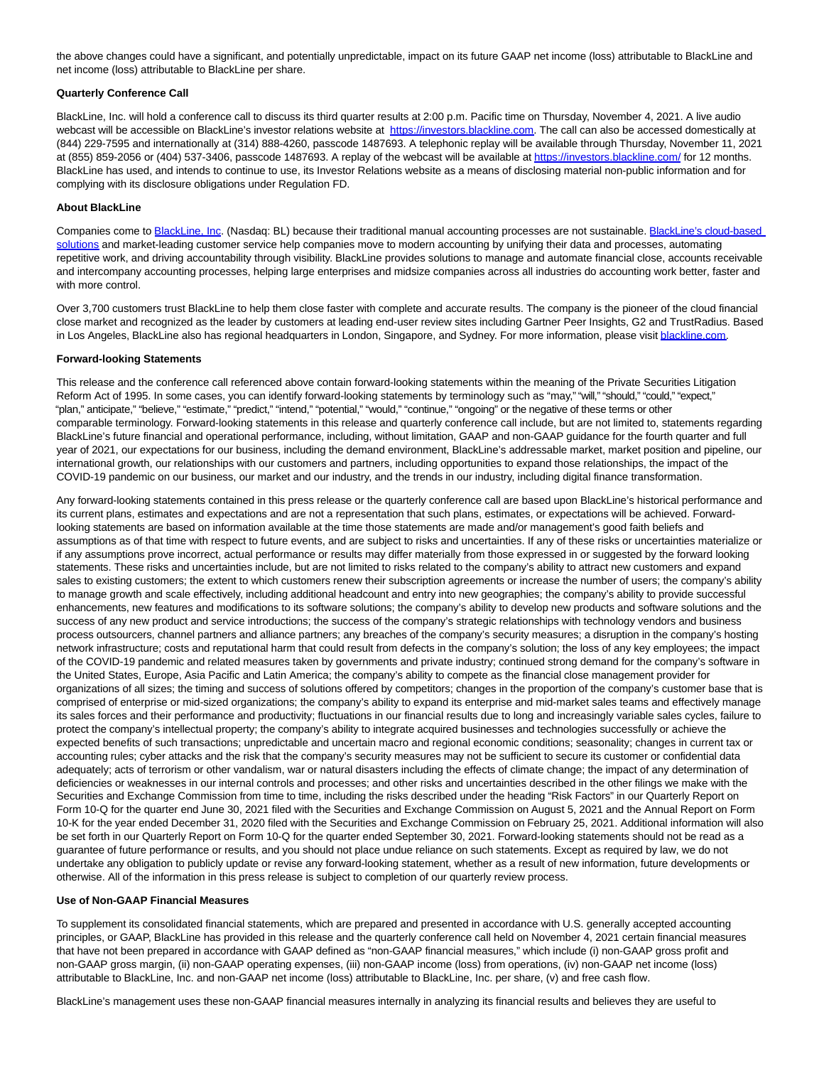the above changes could have a significant, and potentially unpredictable, impact on its future GAAP net income (loss) attributable to BlackLine and net income (loss) attributable to BlackLine per share.

**Quarterly Conference Call**

BlackLine, Inc. will hold a conference call to discuss its third quarter results at 2:00 p.m. Pacific time on Thursday, November 4, 2021. A live audio webcast will be accessible on BlackLine's investor relations website at https://investors.blackline.com. The call can also be accessed domestically at (844) 229-7595 and internationally at (314) 888-4260, passcode 1487693. A telephonic replay will be available through Thursday, November 11, 2021 at (855) 859-2056 or (404) 537-3406, passcode 1487693. A replay of the webcast will be available at https://investors.blackline.com/ for 12 months. BlackLine has used, and intends to continue to use, its Investor Relations website as a means of disclosing material non-public information and for complying with its disclosure obligations under Regulation FD.

**About BlackLine**

Companies come to BlackLine, Inc. (Nasdaq: BL) because their traditional manual accounting processes are not sustainable. BlackLine's cloud-based solutions and market-leading customer service help companies move to modern accounting by unifying their data and processes, automating repetitive work, and driving accountability through visibility. BlackLine provides solutions to manage and automate financial close, accounts receivable and intercompany accounting processes, helping large enterprises and midsize companies across all industries do accounting work better, faster and with more control.

Over 3,700 customers trust BlackLine to help them close faster with complete and accurate results. The company is the pioneer of the cloud financial close market and recognized as the leader by customers at leading end-user review sites including Gartner Peer Insights, G2 and TrustRadius. Based in Los Angeles, BlackLine also has regional headquarters in London, Singapore, and Sydney. For more information, please visit blackline.com.

**Forward-looking Statements**

This release and the conference call referenced above contain forward-looking statements within the meaning of the Private Securities Litigation Reform Act of 1995. In some cases, you can identify forward-looking statements by terminology such as "may," "will," "should," "could," "expect," "plan," anticipate," "believe," "estimate," "predict," "intend," "potential," "would," "continue," "ongoing" or the negative of these terms or other comparable terminology. Forward-looking statements in this release and quarterly conference call include, but are not limited to, statements regarding BlackLine's future financial and operational performance, including, without limitation, GAAP and non-GAAP guidance for the fourth quarter and full year of 2021, our expectations for our business, including the demand environment, BlackLine's addressable market, market position and pipeline, our international growth, our relationships with our customers and partners, including opportunities to expand those relationships, the impact of the COVID-19 pandemic on our business, our market and our industry, and the trends in our industry, including digital finance transformation.

Any forward-looking statements contained in this press release or the quarterly conference call are based upon BlackLine's historical performance and its current plans, estimates and expectations and are not a representation that such plans, estimates, or expectations will be achieved. Forward-looking statements are based on information available at the time those statements are made and/or management's good faith beliefs and assumptions as of that time with respect to future events, and are subject to risks and uncertainties. If any of these risks or uncertainties materialize or if any assumptions prove incorrect, actual performance or results may differ materially from those expressed in or suggested by the forward looking statements. These risks and uncertainties include, but are not limited to risks related to the company's ability to attract new customers and expand sales to existing customers; the extent to which customers renew their subscription agreements or increase the number of users; the company's ability to manage growth and scale effectively, including additional headcount and entry into new geographies; the company's ability to provide successful enhancements, new features and modifications to its software solutions; the company's ability to develop new products and software solutions and the success of any new product and service introductions; the success of the company's strategic relationships with technology vendors and business process outsourcers, channel partners and alliance partners; any breaches of the company's security measures; a disruption in the company's hosting network infrastructure; costs and reputational harm that could result from defects in the company's solution; the loss of any key employees; the impact of the COVID-19 pandemic and related measures taken by governments and private industry; continued strong demand for the company's software in the United States, Europe, Asia Pacific and Latin America; the company's ability to compete as the financial close management provider for organizations of all sizes; the timing and success of solutions offered by competitors; changes in the proportion of the company's customer base that is comprised of enterprise or mid-sized organizations; the company's ability to expand its enterprise and mid-market sales teams and effectively manage its sales forces and their performance and productivity; fluctuations in our financial results due to long and increasingly variable sales cycles, failure to protect the company's intellectual property; the company's ability to integrate acquired businesses and technologies successfully or achieve the expected benefits of such transactions; unpredictable and uncertain macro and regional economic conditions; seasonality; changes in current tax or accounting rules; cyber attacks and the risk that the company's security measures may not be sufficient to secure its customer or confidential data adequately; acts of terrorism or other vandalism, war or natural disasters including the effects of climate change; the impact of any determination of deficiencies or weaknesses in our internal controls and processes; and other risks and uncertainties described in the other filings we make with the Securities and Exchange Commission from time to time, including the risks described under the heading "Risk Factors" in our Quarterly Report on Form 10-Q for the quarter end June 30, 2021 filed with the Securities and Exchange Commission on August 5, 2021 and the Annual Report on Form 10-K for the year ended December 31, 2020 filed with the Securities and Exchange Commission on February 25, 2021. Additional information will also be set forth in our Quarterly Report on Form 10-Q for the quarter ended September 30, 2021. Forward-looking statements should not be read as a guarantee of future performance or results, and you should not place undue reliance on such statements. Except as required by law, we do not undertake any obligation to publicly update or revise any forward-looking statement, whether as a result of new information, future developments or otherwise. All of the information in this press release is subject to completion of our quarterly review process.

**Use of Non-GAAP Financial Measures**

To supplement its consolidated financial statements, which are prepared and presented in accordance with U.S. generally accepted accounting principles, or GAAP, BlackLine has provided in this release and the quarterly conference call held on November 4, 2021 certain financial measures that have not been prepared in accordance with GAAP defined as "non-GAAP financial measures," which include (i) non-GAAP gross profit and non-GAAP gross margin, (ii) non-GAAP operating expenses, (iii) non-GAAP income (loss) from operations, (iv) non-GAAP net income (loss) attributable to BlackLine, Inc. and non-GAAP net income (loss) attributable to BlackLine, Inc. per share, (v) and free cash flow.

BlackLine's management uses these non-GAAP financial measures internally in analyzing its financial results and believes they are useful to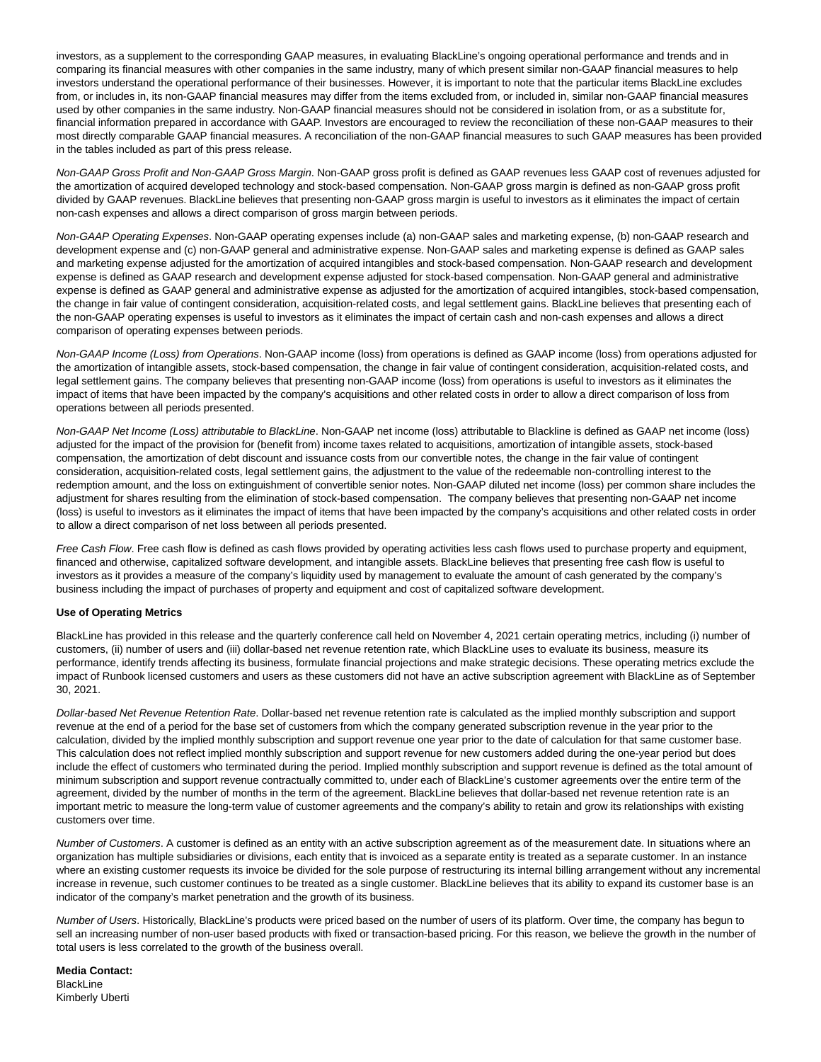investors, as a supplement to the corresponding GAAP measures, in evaluating BlackLine's ongoing operational performance and trends and in comparing its financial measures with other companies in the same industry, many of which present similar non-GAAP financial measures to help investors understand the operational performance of their businesses. However, it is important to note that the particular items BlackLine excludes from, or includes in, its non-GAAP financial measures may differ from the items excluded from, or included in, similar non-GAAP financial measures used by other companies in the same industry. Non-GAAP financial measures should not be considered in isolation from, or as a substitute for, financial information prepared in accordance with GAAP. Investors are encouraged to review the reconciliation of these non-GAAP measures to their most directly comparable GAAP financial measures. A reconciliation of the non-GAAP financial measures to such GAAP measures has been provided in the tables included as part of this press release.

*Non-GAAP Gross Profit and Non-GAAP Gross Margin*. Non-GAAP gross profit is defined as GAAP revenues less GAAP cost of revenues adjusted for the amortization of acquired developed technology and stock-based compensation. Non-GAAP gross margin is defined as non-GAAP gross profit divided by GAAP revenues. BlackLine believes that presenting non-GAAP gross margin is useful to investors as it eliminates the impact of certain non-cash expenses and allows a direct comparison of gross margin between periods.

*Non-GAAP Operating Expenses*. Non-GAAP operating expenses include (a) non-GAAP sales and marketing expense, (b) non-GAAP research and development expense and (c) non-GAAP general and administrative expense. Non-GAAP sales and marketing expense is defined as GAAP sales and marketing expense adjusted for the amortization of acquired intangibles and stock-based compensation. Non-GAAP research and development expense is defined as GAAP research and development expense adjusted for stock-based compensation. Non-GAAP general and administrative expense is defined as GAAP general and administrative expense as adjusted for the amortization of acquired intangibles, stock-based compensation, the change in fair value of contingent consideration, acquisition-related costs, and legal settlement gains. BlackLine believes that presenting each of the non-GAAP operating expenses is useful to investors as it eliminates the impact of certain cash and non-cash expenses and allows a direct comparison of operating expenses between periods.

*Non-GAAP Income (Loss) from Operations*. Non-GAAP income (loss) from operations is defined as GAAP income (loss) from operations adjusted for the amortization of intangible assets, stock-based compensation, the change in fair value of contingent consideration, acquisition-related costs, and legal settlement gains. The company believes that presenting non-GAAP income (loss) from operations is useful to investors as it eliminates the impact of items that have been impacted by the company's acquisitions and other related costs in order to allow a direct comparison of loss from operations between all periods presented.

*Non-GAAP Net Income (Loss) attributable to BlackLine*. Non-GAAP net income (loss) attributable to Blackline is defined as GAAP net income (loss) adjusted for the impact of the provision for (benefit from) income taxes related to acquisitions, amortization of intangible assets, stock-based compensation, the amortization of debt discount and issuance costs from our convertible notes, the change in the fair value of contingent consideration, acquisition-related costs, legal settlement gains, the adjustment to the value of the redeemable non-controlling interest to the redemption amount, and the loss on extinguishment of convertible senior notes. Non-GAAP diluted net income (loss) per common share includes the adjustment for shares resulting from the elimination of stock-based compensation. The company believes that presenting non-GAAP net income (loss) is useful to investors as it eliminates the impact of items that have been impacted by the company's acquisitions and other related costs in order to allow a direct comparison of net loss between all periods presented.

*Free Cash Flow*. Free cash flow is defined as cash flows provided by operating activities less cash flows used to purchase property and equipment, financed and otherwise, capitalized software development, and intangible assets. BlackLine believes that presenting free cash flow is useful to investors as it provides a measure of the company's liquidity used by management to evaluate the amount of cash generated by the company's business including the impact of purchases of property and equipment and cost of capitalized software development.

**Use of Operating Metrics**

BlackLine has provided in this release and the quarterly conference call held on November 4, 2021 certain operating metrics, including (i) number of customers, (ii) number of users and (iii) dollar-based net revenue retention rate, which BlackLine uses to evaluate its business, measure its performance, identify trends affecting its business, formulate financial projections and make strategic decisions. These operating metrics exclude the impact of Runbook licensed customers and users as these customers did not have an active subscription agreement with BlackLine as of September 30, 2021.

*Dollar-based Net Revenue Retention Rate*. Dollar-based net revenue retention rate is calculated as the implied monthly subscription and support revenue at the end of a period for the base set of customers from which the company generated subscription revenue in the year prior to the calculation, divided by the implied monthly subscription and support revenue one year prior to the date of calculation for that same customer base. This calculation does not reflect implied monthly subscription and support revenue for new customers added during the one-year period but does include the effect of customers who terminated during the period. Implied monthly subscription and support revenue is defined as the total amount of minimum subscription and support revenue contractually committed to, under each of BlackLine's customer agreements over the entire term of the agreement, divided by the number of months in the term of the agreement. BlackLine believes that dollar-based net revenue retention rate is an important metric to measure the long-term value of customer agreements and the company's ability to retain and grow its relationships with existing customers over time.

*Number of Customers*. A customer is defined as an entity with an active subscription agreement as of the measurement date. In situations where an organization has multiple subsidiaries or divisions, each entity that is invoiced as a separate entity is treated as a separate customer. In an instance where an existing customer requests its invoice be divided for the sole purpose of restructuring its internal billing arrangement without any incremental increase in revenue, such customer continues to be treated as a single customer. BlackLine believes that its ability to expand its customer base is an indicator of the company's market penetration and the growth of its business.

*Number of Users*. Historically, BlackLine's products were priced based on the number of users of its platform. Over time, the company has begun to sell an increasing number of non-user based products with fixed or transaction-based pricing. For this reason, we believe the growth in the number of total users is less correlated to the growth of the business overall.

**Media Contact:**
BlackLine
Kimberly Uberti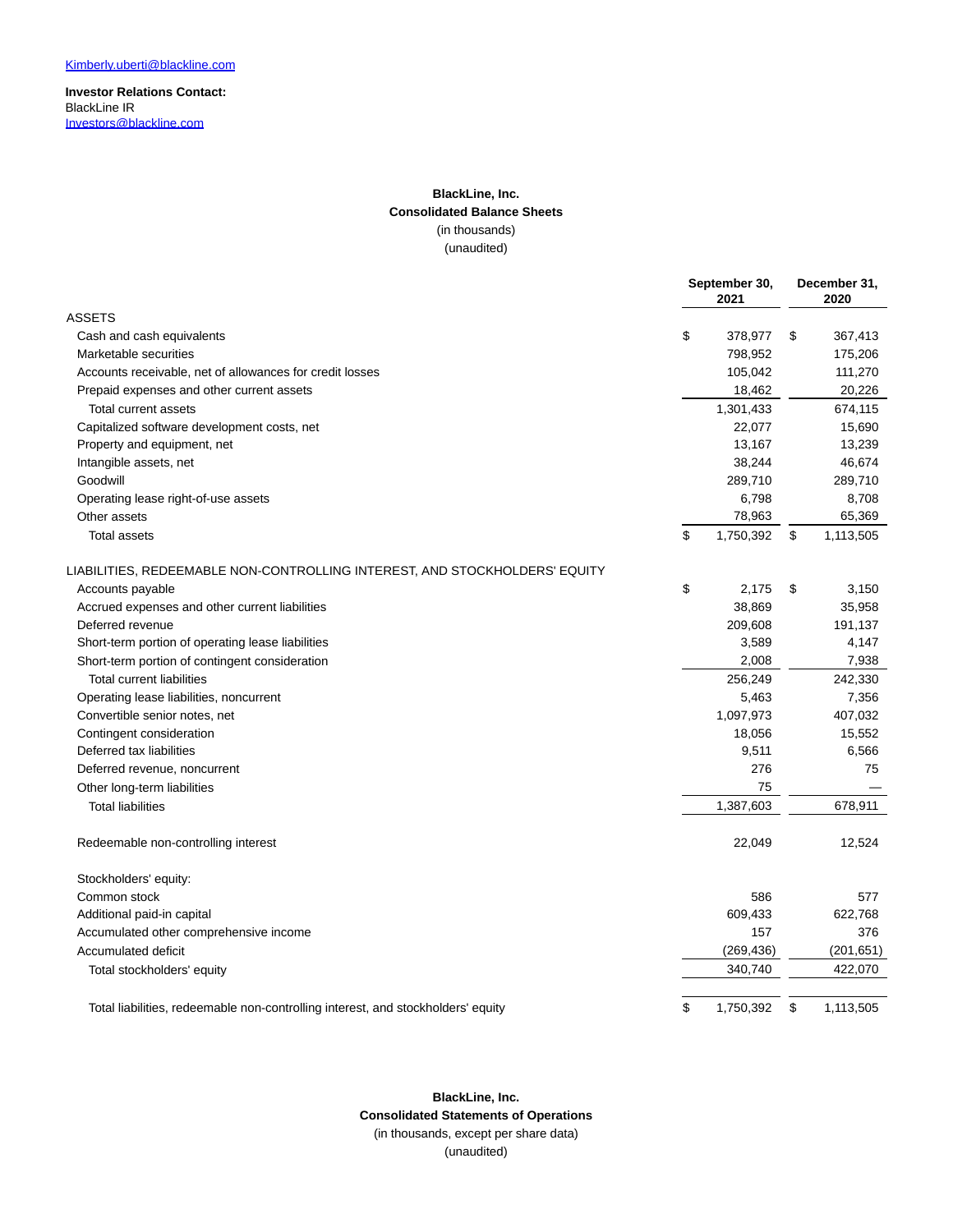Kimberly.uberti@blackline.com

**Investor Relations Contact:**
BlackLine IR
Investors@blackline.com

**BlackLine, Inc.**
**Consolidated Balance Sheets**
(in thousands)
(unaudited)

| | September 30, 2021 | December 31, 2020 |
|---|---|---|
| ASSETS | | |
| Cash and cash equivalents | $ 378,977 | $ 367,413 |
| Marketable securities | 798,952 | 175,206 |
| Accounts receivable, net of allowances for credit losses | 105,042 | 111,270 |
| Prepaid expenses and other current assets | 18,462 | 20,226 |
| Total current assets | 1,301,433 | 674,115 |
| Capitalized software development costs, net | 22,077 | 15,690 |
| Property and equipment, net | 13,167 | 13,239 |
| Intangible assets, net | 38,244 | 46,674 |
| Goodwill | 289,710 | 289,710 |
| Operating lease right-of-use assets | 6,798 | 8,708 |
| Other assets | 78,963 | 65,369 |
| Total assets | $ 1,750,392 | $ 1,113,505 |
| LIABILITIES, REDEEMABLE NON-CONTROLLING INTEREST, AND STOCKHOLDERS' EQUITY | | |
| Accounts payable | $ 2,175 | $ 3,150 |
| Accrued expenses and other current liabilities | 38,869 | 35,958 |
| Deferred revenue | 209,608 | 191,137 |
| Short-term portion of operating lease liabilities | 3,589 | 4,147 |
| Short-term portion of contingent consideration | 2,008 | 7,938 |
| Total current liabilities | 256,249 | 242,330 |
| Operating lease liabilities, noncurrent | 5,463 | 7,356 |
| Convertible senior notes, net | 1,097,973 | 407,032 |
| Contingent consideration | 18,056 | 15,552 |
| Deferred tax liabilities | 9,511 | 6,566 |
| Deferred revenue, noncurrent | 276 | 75 |
| Other long-term liabilities | 75 | — |
| Total liabilities | 1,387,603 | 678,911 |
| Redeemable non-controlling interest | 22,049 | 12,524 |
| Stockholders' equity: | | |
| Common stock | 586 | 577 |
| Additional paid-in capital | 609,433 | 622,768 |
| Accumulated other comprehensive income | 157 | 376 |
| Accumulated deficit | (269,436) | (201,651) |
| Total stockholders' equity | 340,740 | 422,070 |
| Total liabilities, redeemable non-controlling interest, and stockholders' equity | $ 1,750,392 | $ 1,113,505 |

**BlackLine, Inc.**
**Consolidated Statements of Operations**
(in thousands, except per share data)
(unaudited)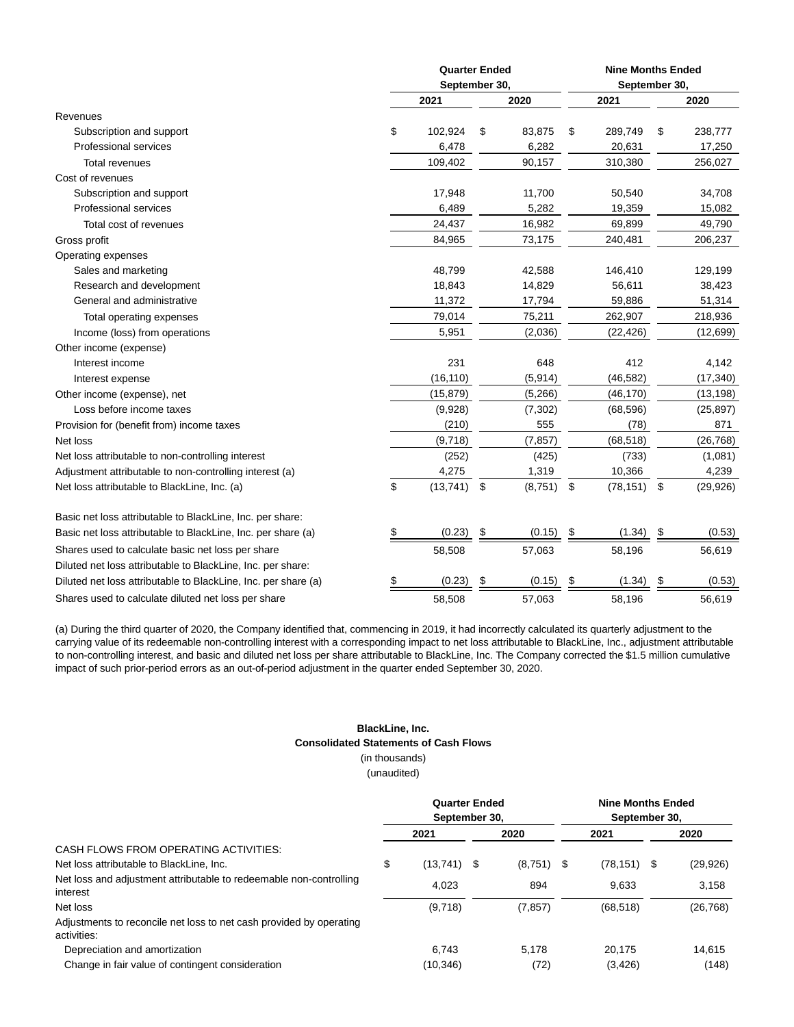| | Quarter Ended September 30, | | Nine Months Ended September 30, | |
|---|---|---|---|---|
| | 2021 | 2020 | 2021 | 2020 |
| Revenues | | | | |
| Subscription and support | $ 102,924 | $ 83,875 | $ 289,749 | $ 238,777 |
| Professional services | 6,478 | 6,282 | 20,631 | 17,250 |
| Total revenues | 109,402 | 90,157 | 310,380 | 256,027 |
| Cost of revenues | | | | |
| Subscription and support | 17,948 | 11,700 | 50,540 | 34,708 |
| Professional services | 6,489 | 5,282 | 19,359 | 15,082 |
| Total cost of revenues | 24,437 | 16,982 | 69,899 | 49,790 |
| Gross profit | 84,965 | 73,175 | 240,481 | 206,237 |
| Operating expenses | | | | |
| Sales and marketing | 48,799 | 42,588 | 146,410 | 129,199 |
| Research and development | 18,843 | 14,829 | 56,611 | 38,423 |
| General and administrative | 11,372 | 17,794 | 59,886 | 51,314 |
| Total operating expenses | 79,014 | 75,211 | 262,907 | 218,936 |
| Income (loss) from operations | 5,951 | (2,036) | (22,426) | (12,699) |
| Other income (expense) | | | | |
| Interest income | 231 | 648 | 412 | 4,142 |
| Interest expense | (16,110) | (5,914) | (46,582) | (17,340) |
| Other income (expense), net | (15,879) | (5,266) | (46,170) | (13,198) |
| Loss before income taxes | (9,928) | (7,302) | (68,596) | (25,897) |
| Provision for (benefit from) income taxes | (210) | 555 | (78) | 871 |
| Net loss | (9,718) | (7,857) | (68,518) | (26,768) |
| Net loss attributable to non-controlling interest | (252) | (425) | (733) | (1,081) |
| Adjustment attributable to non-controlling interest (a) | 4,275 | 1,319 | 10,366 | 4,239 |
| Net loss attributable to BlackLine, Inc. (a) | $ (13,741) | $ (8,751) | $ (78,151) | $ (29,926) |
| Basic net loss attributable to BlackLine, Inc. per share: | | | | |
| Basic net loss attributable to BlackLine, Inc. per share (a) | $ (0.23) | $ (0.15) | $ (1.34) | $ (0.53) |
| Shares used to calculate basic net loss per share | 58,508 | 57,063 | 58,196 | 56,619 |
| Diluted net loss attributable to BlackLine, Inc. per share: | | | | |
| Diluted net loss attributable to BlackLine, Inc. per share (a) | $ (0.23) | $ (0.15) | $ (1.34) | $ (0.53) |
| Shares used to calculate diluted net loss per share | 58,508 | 57,063 | 58,196 | 56,619 |

(a) During the third quarter of 2020, the Company identified that, commencing in 2019, it had incorrectly calculated its quarterly adjustment to the carrying value of its redeemable non-controlling interest with a corresponding impact to net loss attributable to BlackLine, Inc., adjustment attributable to non-controlling interest, and basic and diluted net loss per share attributable to BlackLine, Inc. The Company corrected the $1.5 million cumulative impact of such prior-period errors as an out-of-period adjustment in the quarter ended September 30, 2020.

**BlackLine, Inc.**
**Consolidated Statements of Cash Flows**
(in thousands)
(unaudited)

| | Quarter Ended September 30, | | Nine Months Ended September 30, | |
|---|---|---|---|---|
| | 2021 | 2020 | 2021 | 2020 |
| CASH FLOWS FROM OPERATING ACTIVITIES: | | | | |
| Net loss attributable to BlackLine, Inc. | $ (13,741) | $ (8,751) | $ (78,151) | $ (29,926) |
| Net loss and adjustment attributable to redeemable non-controlling interest | 4,023 | 894 | 9,633 | 3,158 |
| Net loss | (9,718) | (7,857) | (68,518) | (26,768) |
| Adjustments to reconcile net loss to net cash provided by operating activities: | | | | |
| Depreciation and amortization | 6,743 | 5,178 | 20,175 | 14,615 |
| Change in fair value of contingent consideration | (10,346) | (72) | (3,426) | (148) |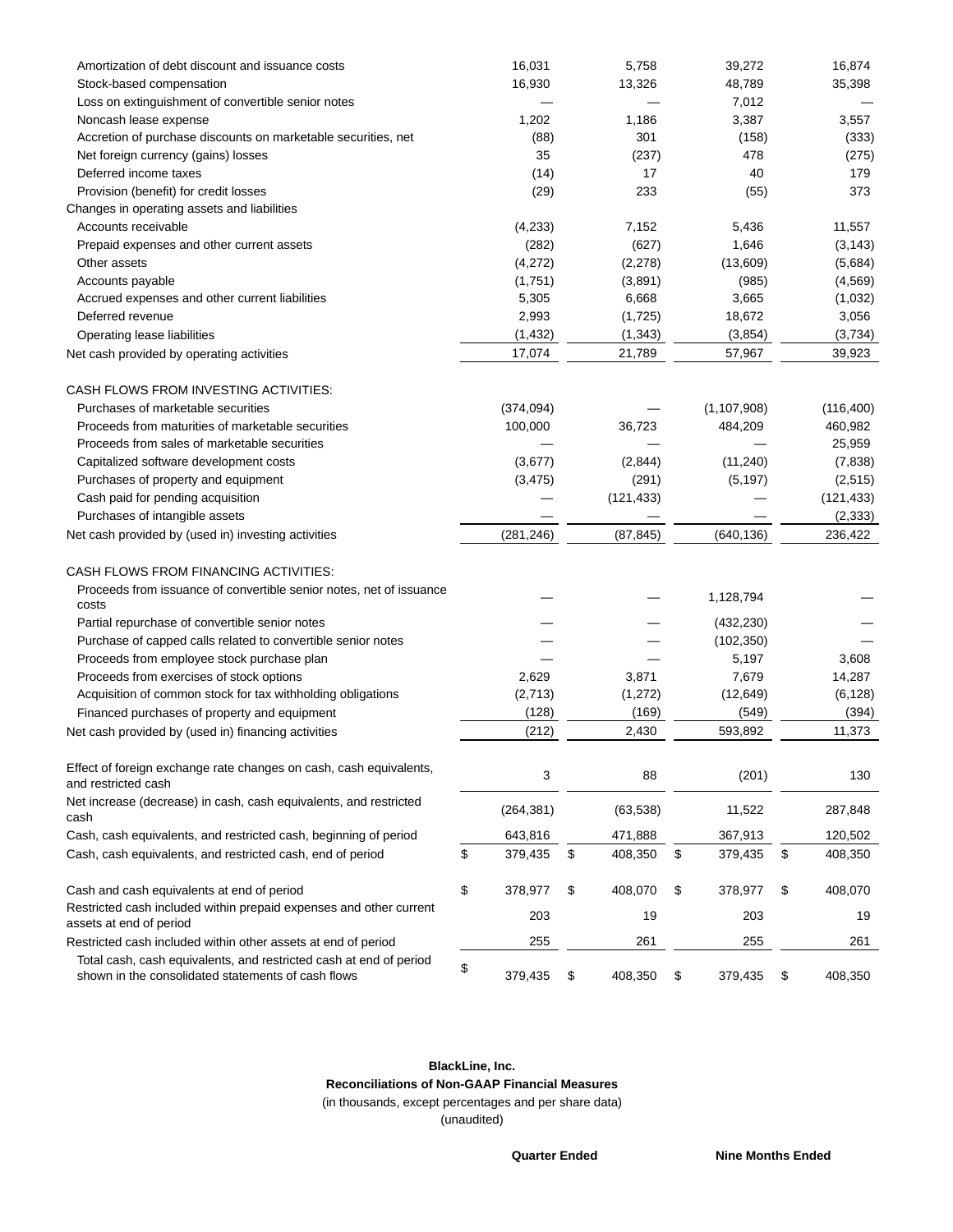| | | | | |
|---|---|---|---|---|
| Amortization of debt discount and issuance costs | 16,031 | 5,758 | 39,272 | 16,874 |
| Stock-based compensation | 16,930 | 13,326 | 48,789 | 35,398 |
| Loss on extinguishment of convertible senior notes | — | — | 7,012 | — |
| Noncash lease expense | 1,202 | 1,186 | 3,387 | 3,557 |
| Accretion of purchase discounts on marketable securities, net | (88) | 301 | (158) | (333) |
| Net foreign currency (gains) losses | 35 | (237) | 478 | (275) |
| Deferred income taxes | (14) | 17 | 40 | 179 |
| Provision (benefit) for credit losses | (29) | 233 | (55) | 373 |
| Changes in operating assets and liabilities | | | | |
| Accounts receivable | (4,233) | 7,152 | 5,436 | 11,557 |
| Prepaid expenses and other current assets | (282) | (627) | 1,646 | (3,143) |
| Other assets | (4,272) | (2,278) | (13,609) | (5,684) |
| Accounts payable | (1,751) | (3,891) | (985) | (4,569) |
| Accrued expenses and other current liabilities | 5,305 | 6,668 | 3,665 | (1,032) |
| Deferred revenue | 2,993 | (1,725) | 18,672 | 3,056 |
| Operating lease liabilities | (1,432) | (1,343) | (3,854) | (3,734) |
| Net cash provided by operating activities | 17,074 | 21,789 | 57,967 | 39,923 |
| | | | | |
| CASH FLOWS FROM INVESTING ACTIVITIES: | | | | |
| Purchases of marketable securities | (374,094) | — | (1,107,908) | (116,400) |
| Proceeds from maturities of marketable securities | 100,000 | 36,723 | 484,209 | 460,982 |
| Proceeds from sales of marketable securities | — | — | — | 25,959 |
| Capitalized software development costs | (3,677) | (2,844) | (11,240) | (7,838) |
| Purchases of property and equipment | (3,475) | (291) | (5,197) | (2,515) |
| Cash paid for pending acquisition | — | (121,433) | — | (121,433) |
| Purchases of intangible assets | — | — | — | (2,333) |
| Net cash provided by (used in) investing activities | (281,246) | (87,845) | (640,136) | 236,422 |
| | | | | |
| CASH FLOWS FROM FINANCING ACTIVITIES: | | | | |
| Proceeds from issuance of convertible senior notes, net of issuance costs | — | — | 1,128,794 | — |
| Partial repurchase of convertible senior notes | — | — | (432,230) | — |
| Purchase of capped calls related to convertible senior notes | — | — | (102,350) | — |
| Proceeds from employee stock purchase plan | — | — | 5,197 | 3,608 |
| Proceeds from exercises of stock options | 2,629 | 3,871 | 7,679 | 14,287 |
| Acquisition of common stock for tax withholding obligations | (2,713) | (1,272) | (12,649) | (6,128) |
| Financed purchases of property and equipment | (128) | (169) | (549) | (394) |
| Net cash provided by (used in) financing activities | (212) | 2,430 | 593,892 | 11,373 |
| | | | | |
| Effect of foreign exchange rate changes on cash, cash equivalents, and restricted cash | 3 | 88 | (201) | 130 |
| Net increase (decrease) in cash, cash equivalents, and restricted cash | (264,381) | (63,538) | 11,522 | 287,848 |
| Cash, cash equivalents, and restricted cash, beginning of period | 643,816 | 471,888 | 367,913 | 120,502 |
| Cash, cash equivalents, and restricted cash, end of period | $ 379,435 | $ 408,350 | $ 379,435 | $ 408,350 |
| | | | | |
| Cash and cash equivalents at end of period | $ 378,977 | $ 408,070 | $ 378,977 | $ 408,070 |
| Restricted cash included within prepaid expenses and other current assets at end of period | 203 | 19 | 203 | 19 |
| Restricted cash included within other assets at end of period | 255 | 261 | 255 | 261 |
| Total cash, cash equivalents, and restricted cash at end of period shown in the consolidated statements of cash flows | $ 379,435 | $ 408,350 | $ 379,435 | $ 408,350 |

**BlackLine, Inc.**

**Reconciliations of Non-GAAP Financial Measures**

(in thousands, except percentages and per share data)

(unaudited)

| | Quarter Ended | Nine Months Ended |
|---|---|---|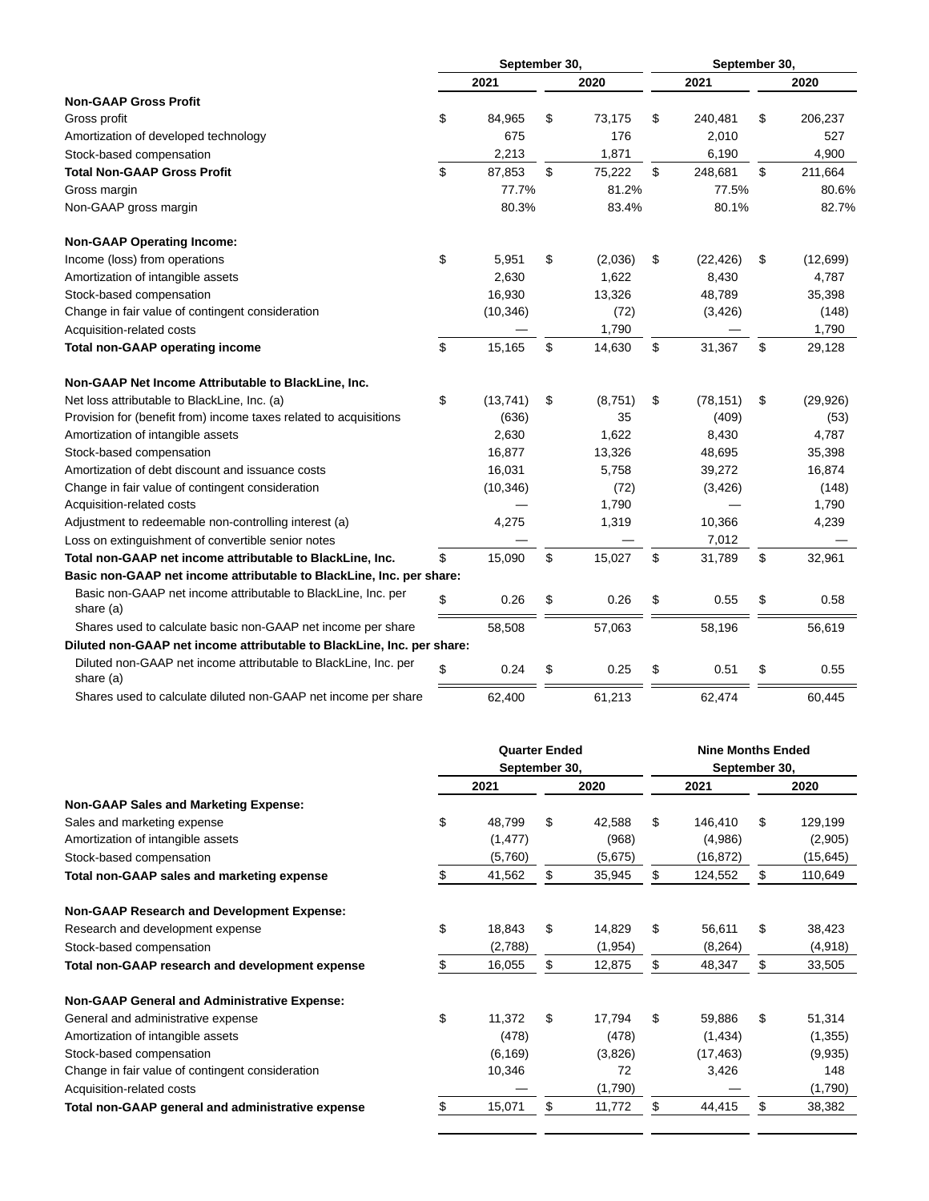| | September 30, | | September 30, | |
|---|---|---|---|---|
| | 2021 | 2020 | 2021 | 2020 |
| **Non-GAAP Gross Profit** | | | | |
| Gross profit | $ 84,965 | $ 73,175 | $ 240,481 | $ 206,237 |
| Amortization of developed technology | 675 | 176 | 2,010 | 527 |
| Stock-based compensation | 2,213 | 1,871 | 6,190 | 4,900 |
| **Total Non-GAAP Gross Profit** | $ 87,853 | $ 75,222 | $ 248,681 | $ 211,664 |
| Gross margin | 77.7% | 81.2% | 77.5% | 80.6% |
| Non-GAAP gross margin | 80.3% | 83.4% | 80.1% | 82.7% |
| | | | | |
| **Non-GAAP Operating Income:** | | | | |
| Income (loss) from operations | $ 5,951 | $ (2,036) | $ (22,426) | $ (12,699) |
| Amortization of intangible assets | 2,630 | 1,622 | 8,430 | 4,787 |
| Stock-based compensation | 16,930 | 13,326 | 48,789 | 35,398 |
| Change in fair value of contingent consideration | (10,346) | (72) | (3,426) | (148) |
| Acquisition-related costs | — | 1,790 | — | 1,790 |
| **Total non-GAAP operating income** | $ 15,165 | $ 14,630 | $ 31,367 | $ 29,128 |
| | | | | |
| **Non-GAAP Net Income Attributable to BlackLine, Inc.** | | | | |
| Net loss attributable to BlackLine, Inc. (a) | $ (13,741) | $ (8,751) | $ (78,151) | $ (29,926) |
| Provision for (benefit from) income taxes related to acquisitions | (636) | 35 | (409) | (53) |
| Amortization of intangible assets | 2,630 | 1,622 | 8,430 | 4,787 |
| Stock-based compensation | 16,877 | 13,326 | 48,695 | 35,398 |
| Amortization of debt discount and issuance costs | 16,031 | 5,758 | 39,272 | 16,874 |
| Change in fair value of contingent consideration | (10,346) | (72) | (3,426) | (148) |
| Acquisition-related costs | — | 1,790 | — | 1,790 |
| Adjustment to redeemable non-controlling interest (a) | 4,275 | 1,319 | 10,366 | 4,239 |
| Loss on extinguishment of convertible senior notes | — | — | 7,012 | — |
| **Total non-GAAP net income attributable to BlackLine, Inc.** | $ 15,090 | $ 15,027 | $ 31,789 | $ 32,961 |
| **Basic non-GAAP net income attributable to BlackLine, Inc. per share:** | | | | |
| Basic non-GAAP net income attributable to BlackLine, Inc. per share (a) | $ 0.26 | $ 0.26 | $ 0.55 | $ 0.58 |
| Shares used to calculate basic non-GAAP net income per share | 58,508 | 57,063 | 58,196 | 56,619 |
| **Diluted non-GAAP net income attributable to BlackLine, Inc. per share:** | | | | |
| Diluted non-GAAP net income attributable to BlackLine, Inc. per share (a) | $ 0.24 | $ 0.25 | $ 0.51 | $ 0.55 |
| Shares used to calculate diluted non-GAAP net income per share | 62,400 | 61,213 | 62,474 | 60,445 |

| | Quarter Ended September 30, | | Nine Months Ended September 30, | |
|---|---|---|---|---|
| | 2021 | 2020 | 2021 | 2020 |
| **Non-GAAP Sales and Marketing Expense:** | | | | |
| Sales and marketing expense | $ 48,799 | $ 42,588 | $ 146,410 | $ 129,199 |
| Amortization of intangible assets | (1,477) | (968) | (4,986) | (2,905) |
| Stock-based compensation | (5,760) | (5,675) | (16,872) | (15,645) |
| **Total non-GAAP sales and marketing expense** | $ 41,562 | $ 35,945 | $ 124,552 | $ 110,649 |
| | | | | |
| **Non-GAAP Research and Development Expense:** | | | | |
| Research and development expense | $ 18,843 | $ 14,829 | $ 56,611 | $ 38,423 |
| Stock-based compensation | (2,788) | (1,954) | (8,264) | (4,918) |
| **Total non-GAAP research and development expense** | $ 16,055 | $ 12,875 | $ 48,347 | $ 33,505 |
| | | | | |
| **Non-GAAP General and Administrative Expense:** | | | | |
| General and administrative expense | $ 11,372 | $ 17,794 | $ 59,886 | $ 51,314 |
| Amortization of intangible assets | (478) | (478) | (1,434) | (1,355) |
| Stock-based compensation | (6,169) | (3,826) | (17,463) | (9,935) |
| Change in fair value of contingent consideration | 10,346 | 72 | 3,426 | 148 |
| Acquisition-related costs | — | (1,790) | — | (1,790) |
| **Total non-GAAP general and administrative expense** | $ 15,071 | $ 11,772 | $ 44,415 | $ 38,382 |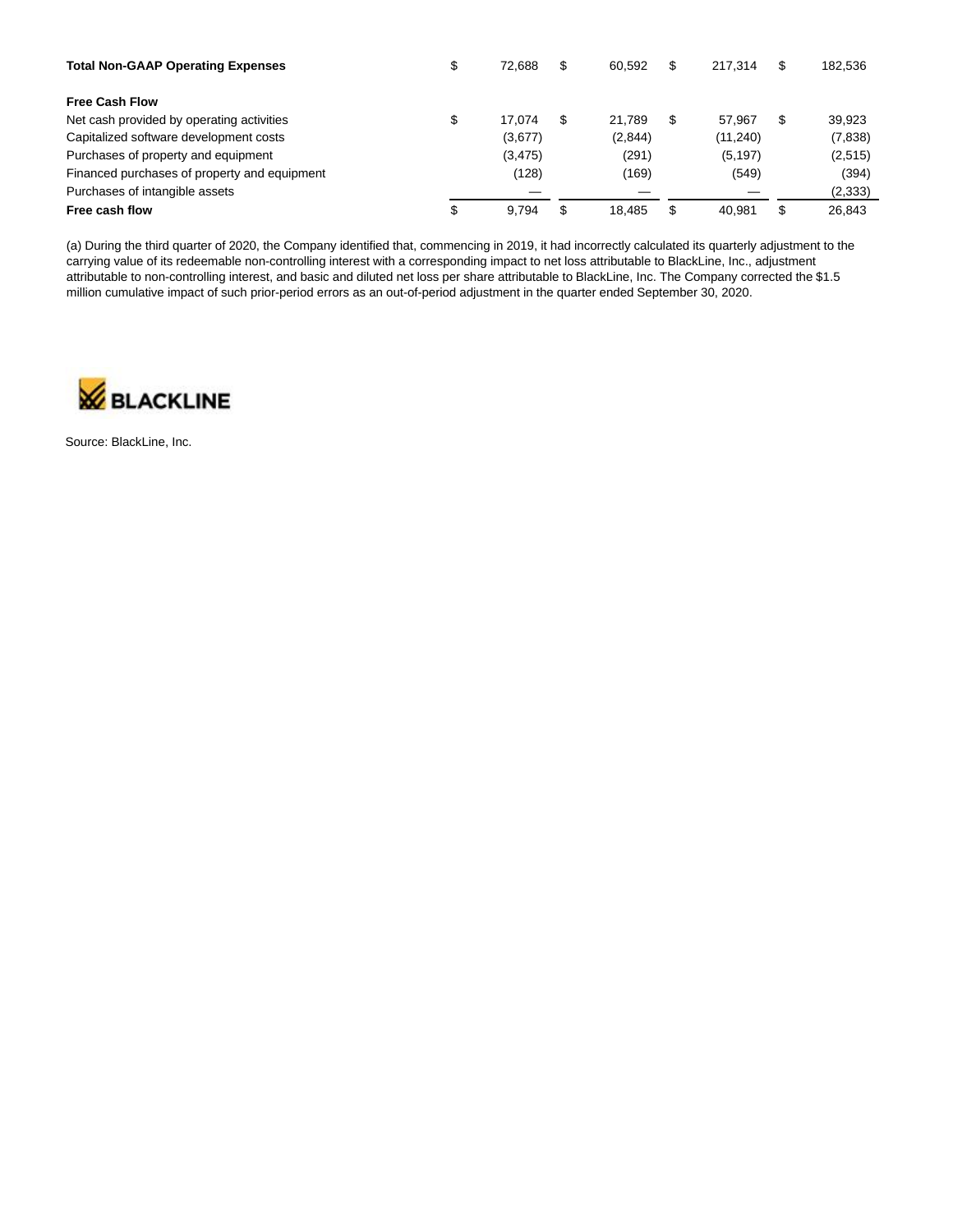| | | | | |
|---|---|---|---|---|
| **Total Non-GAAP Operating Expenses** | $ 72,688 | $ 60,592 | $ 217,314 | $ 182,536 |
| | | | | |
| **Free Cash Flow** | | | | |
| Net cash provided by operating activities | $ 17,074 | $ 21,789 | $ 57,967 | $ 39,923 |
| Capitalized software development costs | (3,677) | (2,844) | (11,240) | (7,838) |
| Purchases of property and equipment | (3,475) | (291) | (5,197) | (2,515) |
| Financed purchases of property and equipment | (128) | (169) | (549) | (394) |
| Purchases of intangible assets | — | — | — | (2,333) |
| **Free cash flow** | $ 9,794 | $ 18,485 | $ 40,981 | $ 26,843 |

(a) During the third quarter of 2020, the Company identified that, commencing in 2019, it had incorrectly calculated its quarterly adjustment to the carrying value of its redeemable non-controlling interest with a corresponding impact to net loss attributable to BlackLine, Inc., adjustment attributable to non-controlling interest, and basic and diluted net loss per share attributable to BlackLine, Inc. The Company corrected the $1.5 million cumulative impact of such prior-period errors as an out-of-period adjustment in the quarter ended September 30, 2020.

BLACKLINE

Source: BlackLine, Inc.